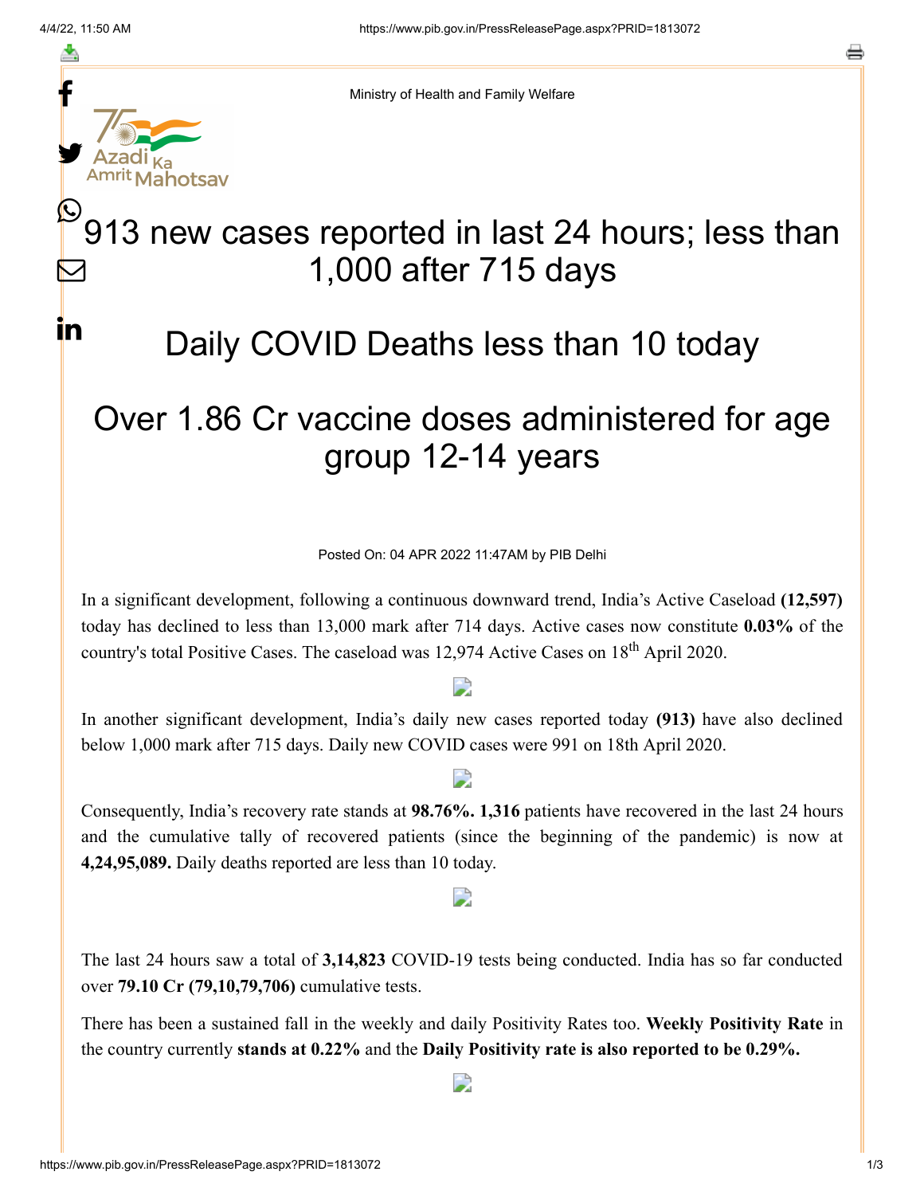Ministry of Health and Family Welfare

# 913 new cases reported in last 24 hours; less than 1,000 after 715 days

# Daily COVID Deaths less than 10 today

# Over 1.86 Cr vaccine doses administered for age group 12-14 years

Posted On: 04 APR 2022 11:47AM by PIB Delhi

In a significant development, following a continuous downward trend, India's Active Caseload **(12,597)** today has declined to less than 13,000 mark after 714 days. Active cases now constitute **0.03%** of the country's total Positive Cases. The caseload was 12,974 Active Cases on 18th April 2020.

In another significant development, India's daily new cases reported today **(913)** have also declined below 1,000 mark after 715 days. Daily new COVID cases were 991 on 18th April 2020.

Consequently, India's recovery rate stands at **98.76%. 1,316** patients have recovered in the last 24 hours and the cumulative tally of recovered patients (since the beginning of the pandemic) is now at **4,24,95,089.** Daily deaths reported are less than 10 today.

The last 24 hours saw a total of **3,14,823** COVID-19 tests being conducted. India has so far conducted over **79.10 Cr (79,10,79,706)** cumulative tests.

There has been a sustained fall in the weekly and daily Positivity Rates too. **Weekly Positivity Rate** in the country currently **stands at 0.22%** and the **Daily Positivity rate is also reported to be 0.29%.**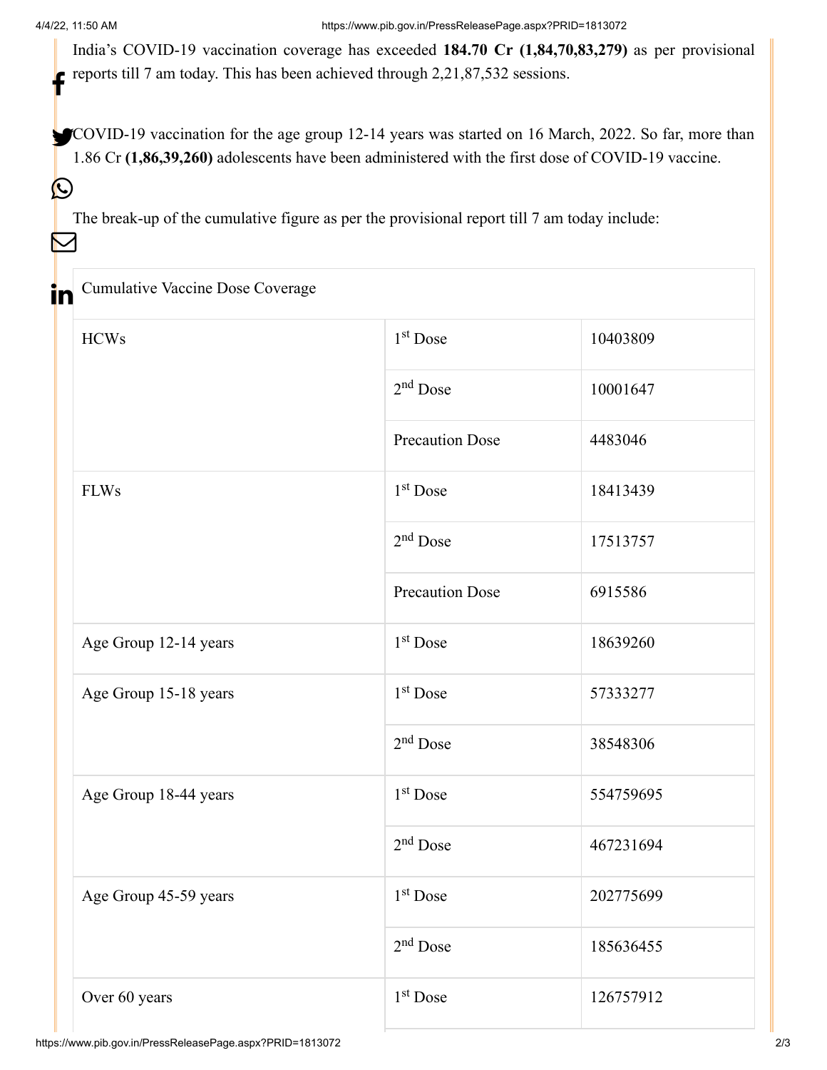India's COVID-19 vaccination coverage has exceeded **184.70 Cr (1,84,70,83,279)** as per provisional reports till 7 am today. This has been achieved through 2,21,87,532 sessions.

COVID-19 vaccination for the age group 12-14 years was started on 16 March, 2022. So far, more than 1.86 Cr **(1,86,39,260)** adolescents have been administered with the first dose of COVID-19 vaccine.

The break-up of the cumulative figure as per the provisional report till 7 am today include:

| Cumulative Vaccine Dose Coverage | | |
|---|---|---|
| HCWs | 1st Dose | 10403809 |
| | 2nd Dose | 10001647 |
| | Precaution Dose | 4483046 |
| FLWs | 1st Dose | 18413439 |
| | 2nd Dose | 17513757 |
| | Precaution Dose | 6915586 |
| Age Group 12-14 years | 1st Dose | 18639260 |
| Age Group 15-18 years | 1st Dose | 57333277 |
| | 2nd Dose | 38548306 |
| Age Group 18-44 years | 1st Dose | 554759695 |
| | 2nd Dose | 467231694 |
| Age Group 45-59 years | 1st Dose | 202775699 |
| | 2nd Dose | 185636455 |
| Over 60 years | 1st Dose | 126757912 |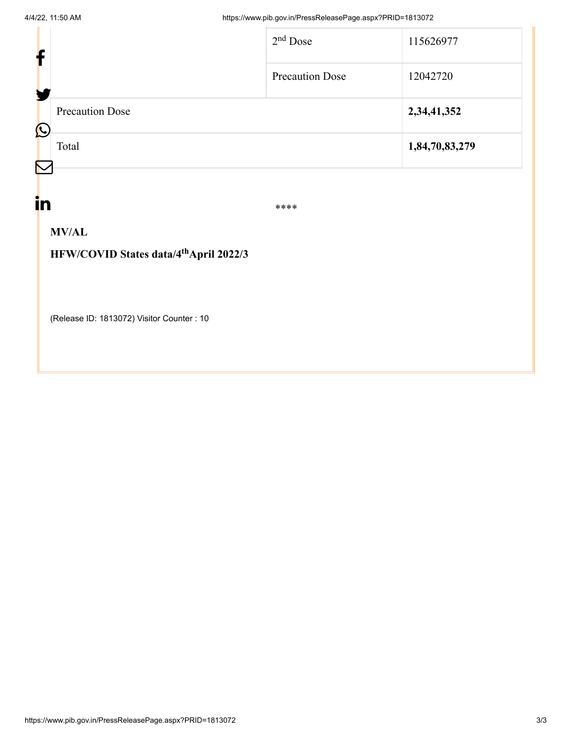| | | |
|---|---|---|
| | 2nd Dose | 115626977 |
| | Precaution Dose | 12042720 |
| Precaution Dose | | **2,34,41,352** |
| Total | | **1,84,70,83,279** |

****

**MV/AL**

**HFW/COVID States data/4th April 2022/3**

(Release ID: 1813072) Visitor Counter : 10